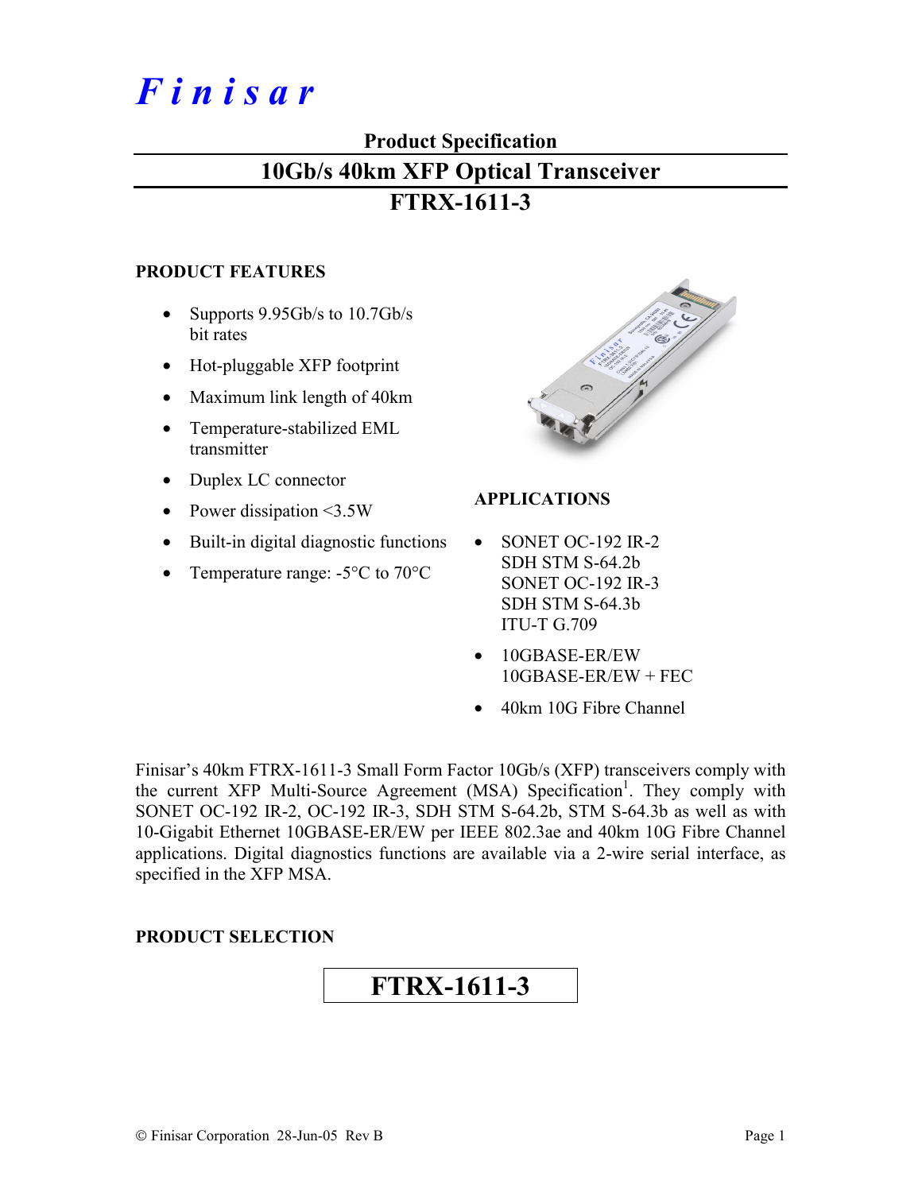# Finisar

## Product Specification

# 10Gb/s 40km XFP Optical Transceiver

# FTRX-1611-3

### PRODUCT FEATURES

- Supports 9.95Gb/s to 10.7Gb/s bit rates
- Hot-pluggable XFP footprint
- Maximum link length of 40km
- Temperature-stabilized EML transmitter
- Duplex LC connector
- Power dissipation <3.5W
- Built-in digital diagnostic functions
- Temperature range: -5°C to 70°C

### APPLICATIONS

- SONET OC-192 IR-2
  SDH STM S-64.2b
  SONET OC-192 IR-3
  SDH STM S-64.3b
  ITU-T G.709
- 10GBASE-ER/EW
  10GBASE-ER/EW + FEC
- 40km 10G Fibre Channel

Finisar's 40km FTRX-1611-3 Small Form Factor 10Gb/s (XFP) transceivers comply with the current XFP Multi-Source Agreement (MSA) Specification[1]. They comply with SONET OC-192 IR-2, OC-192 IR-3, SDH STM S-64.2b, STM S-64.3b as well as with 10-Gigabit Ethernet 10GBASE-ER/EW per IEEE 802.3ae and 40km 10G Fibre Channel applications. Digital diagnostics functions are available via a 2-wire serial interface, as specified in the XFP MSA.

### PRODUCT SELECTION

**FTRX-1611-3**

© Finisar Corporation 28-Jun-05 Rev B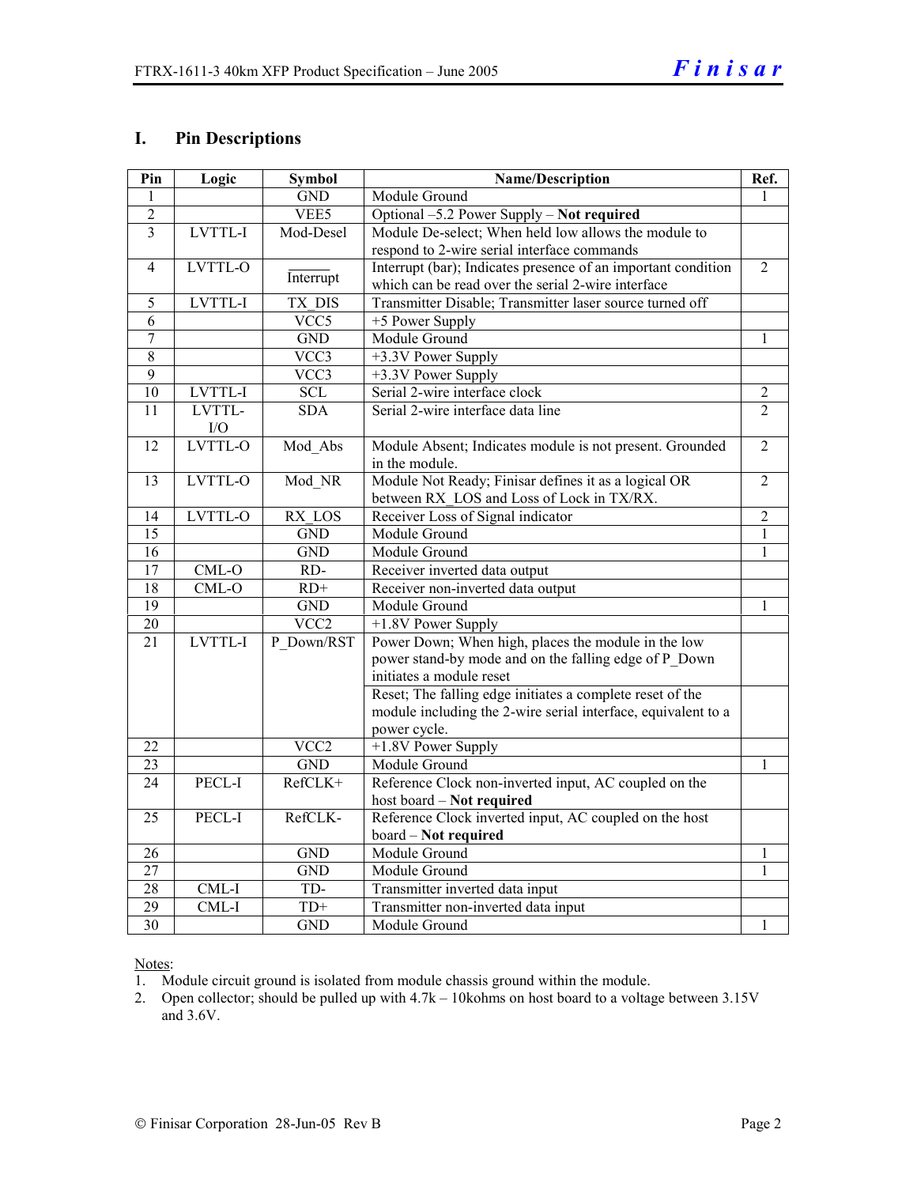## I. Pin Descriptions

| Pin | Logic | Symbol | Name/Description | Ref. |
|---|---|---|---|---|
| 1 | | GND | Module Ground | 1 |
| 2 | | VEE5 | Optional –5.2 Power Supply – **Not required** | |
| 3 | LVTTL-I | Mod-Desel | Module De-select; When held low allows the module to respond to 2-wire serial interface commands | |
| 4 | LVTTL-O | $\overline{\text{Interrupt}}$ | Interrupt (bar); Indicates presence of an important condition which can be read over the serial 2-wire interface | 2 |
| 5 | LVTTL-I | TX_DIS | Transmitter Disable; Transmitter laser source turned off | |
| 6 | | VCC5 | +5 Power Supply | |
| 7 | | GND | Module Ground | 1 |
| 8 | | VCC3 | +3.3V Power Supply | |
| 9 | | VCC3 | +3.3V Power Supply | |
| 10 | LVTTL-I | SCL | Serial 2-wire interface clock | 2 |
| 11 | LVTTL-I/O | SDA | Serial 2-wire interface data line | 2 |
| 12 | LVTTL-O | Mod_Abs | Module Absent; Indicates module is not present. Grounded in the module. | 2 |
| 13 | LVTTL-O | Mod_NR | Module Not Ready; Finisar defines it as a logical OR between RX_LOS and Loss of Lock in TX/RX. | 2 |
| 14 | LVTTL-O | RX_LOS | Receiver Loss of Signal indicator | 2 |
| 15 | | GND | Module Ground | 1 |
| 16 | | GND | Module Ground | 1 |
| 17 | CML-O | RD- | Receiver inverted data output | |
| 18 | CML-O | RD+ | Receiver non-inverted data output | |
| 19 | | GND | Module Ground | 1 |
| 20 | | VCC2 | +1.8V Power Supply | |
| 21 | LVTTL-I | P_Down/RST | Power Down; When high, places the module in the low power stand-by mode and on the falling edge of P_Down initiates a module reset | |
| | | | Reset; The falling edge initiates a complete reset of the module including the 2-wire serial interface, equivalent to a power cycle. | |
| 22 | | VCC2 | +1.8V Power Supply | |
| 23 | | GND | Module Ground | 1 |
| 24 | PECL-I | RefCLK+ | Reference Clock non-inverted input, AC coupled on the host board – **Not required** | |
| 25 | PECL-I | RefCLK- | Reference Clock inverted input, AC coupled on the host board – **Not required** | |
| 26 | | GND | Module Ground | 1 |
| 27 | | GND | Module Ground | 1 |
| 28 | CML-I | TD- | Transmitter inverted data input | |
| 29 | CML-I | TD+ | Transmitter non-inverted data input | |
| 30 | | GND | Module Ground | 1 |

Notes:
1. Module circuit ground is isolated from module chassis ground within the module.
2. Open collector; should be pulled up with 4.7k – 10kohms on host board to a voltage between 3.15V and 3.6V.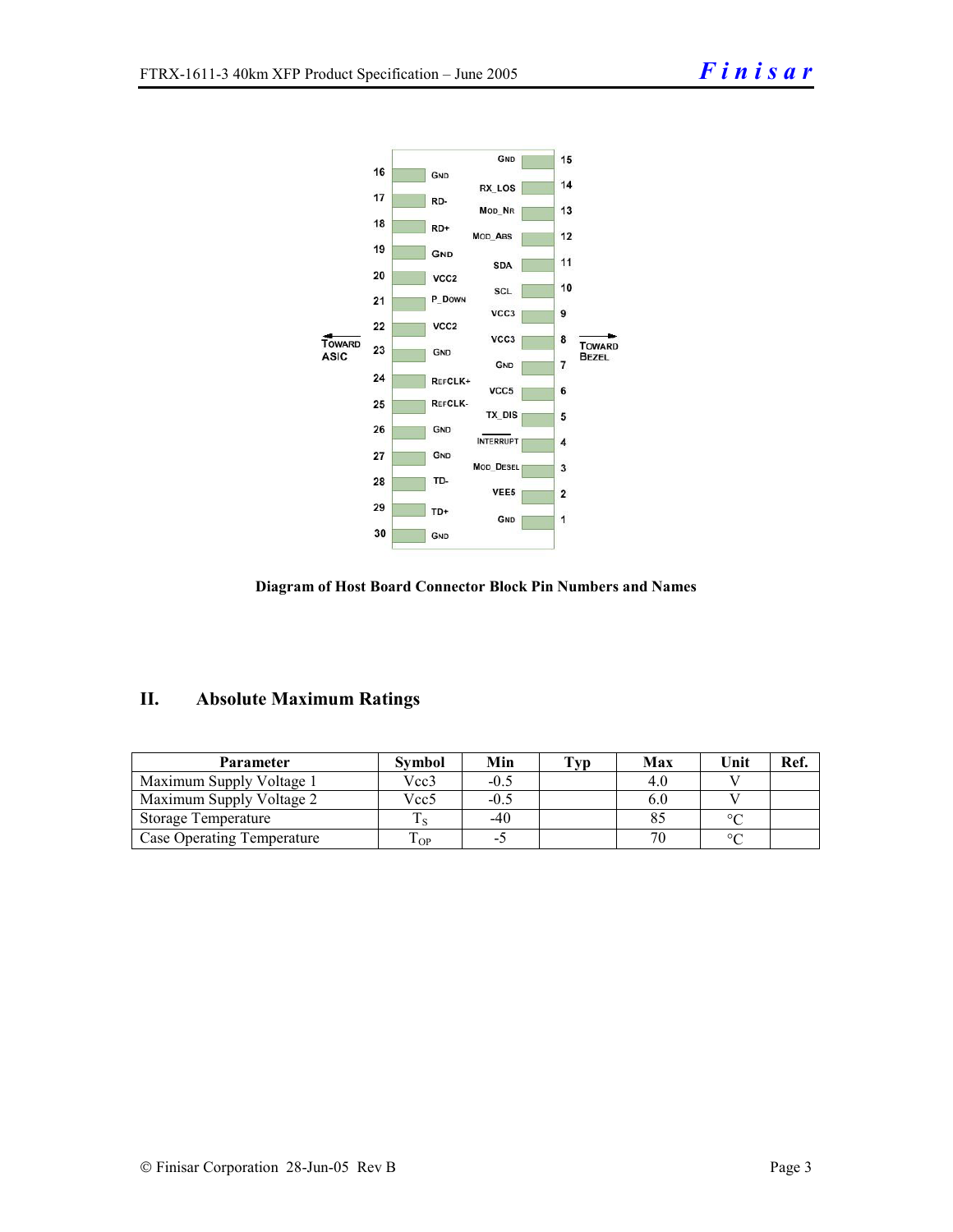16 GND
17 RD-
18 RD+
19 GND
20 VCC2
21 P_DOWN
22 VCC2
23 GND
24 REFCLK+
25 REFCLK-
26 GND
27 GND
28 TD-
29 TD+
30 GND

15 GND
14 RX_LOS
13 MOD_NR
12 MOD_ABS
11 SDA
10 SCL
9 VCC3
8 VCC3
7 GND
6 VCC5
5 TX_DIS
4 INTERRUPT
3 MOD_DESEL
2 VEE5
1 GND

TOWARD ASIC

TOWARD BEZEL

**Diagram of Host Board Connector Block Pin Numbers and Names**

## II. Absolute Maximum Ratings

| Parameter | Symbol | Min | Typ | Max | Unit | Ref. |
|---|---|---|---|---|---|---|
| Maximum Supply Voltage 1 | Vcc3 | -0.5 | | 4.0 | V | |
| Maximum Supply Voltage 2 | Vcc5 | -0.5 | | 6.0 | V | |
| Storage Temperature | $T_S$ | -40 | | 85 | °C | |
| Case Operating Temperature | $T_{OP}$ | -5 | | 70 | °C | |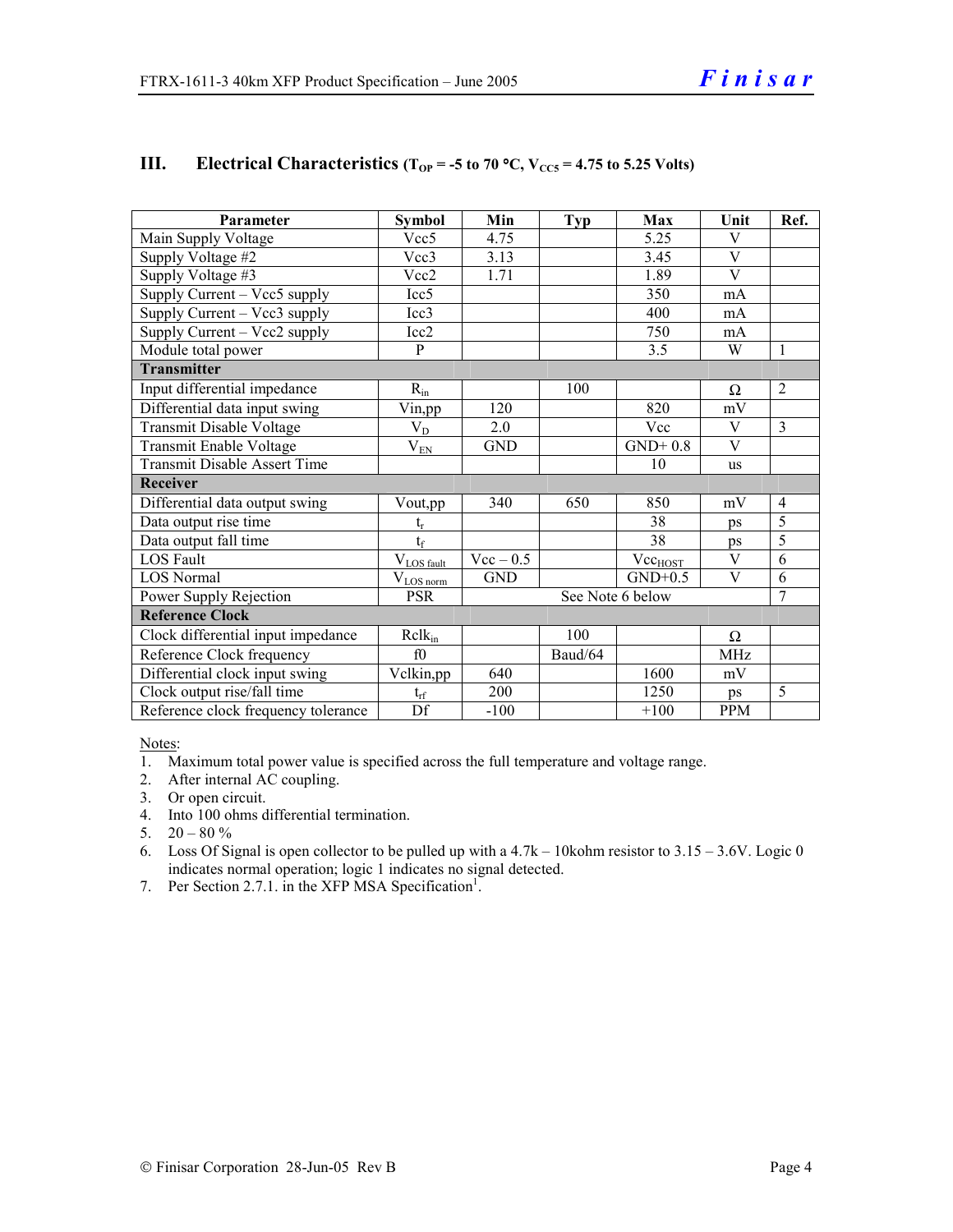## III. Electrical Characteristics ($T_{OP}$ = -5 to 70 °C, $V_{CC5}$ = 4.75 to 5.25 Volts)

| Parameter | Symbol | Min | Typ | Max | Unit | Ref. |
|---|---|---|---|---|---|---|
| Main Supply Voltage | Vcc5 | 4.75 | | 5.25 | V | |
| Supply Voltage #2 | Vcc3 | 3.13 | | 3.45 | V | |
| Supply Voltage #3 | Vcc2 | 1.71 | | 1.89 | V | |
| Supply Current – Vcc5 supply | Icc5 | | | 350 | mA | |
| Supply Current – Vcc3 supply | Icc3 | | | 400 | mA | |
| Supply Current – Vcc2 supply | Icc2 | | | 750 | mA | |
| Module total power | P | | | 3.5 | W | 1 |
| **Transmitter** | | | | | | |
| Input differential impedance | $R_{in}$ | | 100 | | Ω | 2 |
| Differential data input swing | Vin,pp | 120 | | 820 | mV | |
| Transmit Disable Voltage | $V_D$ | 2.0 | | Vcc | V | 3 |
| Transmit Enable Voltage | $V_{EN}$ | GND | | GND+ 0.8 | V | |
| Transmit Disable Assert Time | | | | 10 | us | |
| **Receiver** | | | | | | |
| Differential data output swing | Vout,pp | 340 | 650 | 850 | mV | 4 |
| Data output rise time | $t_r$ | | | 38 | ps | 5 |
| Data output fall time | $t_f$ | | | 38 | ps | 5 |
| LOS Fault | $V_{LOS\ fault}$ | Vcc – 0.5 | | $Vcc_{HOST}$ | V | 6 |
| LOS Normal | $V_{LOS\ norm}$ | GND | | GND+0.5 | V | 6 |
| Power Supply Rejection | PSR | | See Note 6 below | | | 7 |
| **Reference Clock** | | | | | | |
| Clock differential input impedance | $Rclk_{in}$ | | 100 | | Ω | |
| Reference Clock frequency | f0 | | Baud/64 | | MHz | |
| Differential clock input swing | Vclkin,pp | 640 | | 1600 | mV | |
| Clock output rise/fall time | $t_{rf}$ | 200 | | 1250 | ps | 5 |
| Reference clock frequency tolerance | Df | -100 | | +100 | PPM | |

Notes:

1. Maximum total power value is specified across the full temperature and voltage range.
2. After internal AC coupling.
3. Or open circuit.
4. Into 100 ohms differential termination.
5. 20 – 80 %
6. Loss Of Signal is open collector to be pulled up with a 4.7k – 10kohm resistor to 3.15 – 3.6V. Logic 0 indicates normal operation; logic 1 indicates no signal detected.
7. Per Section 2.7.1. in the XFP MSA Specification[1].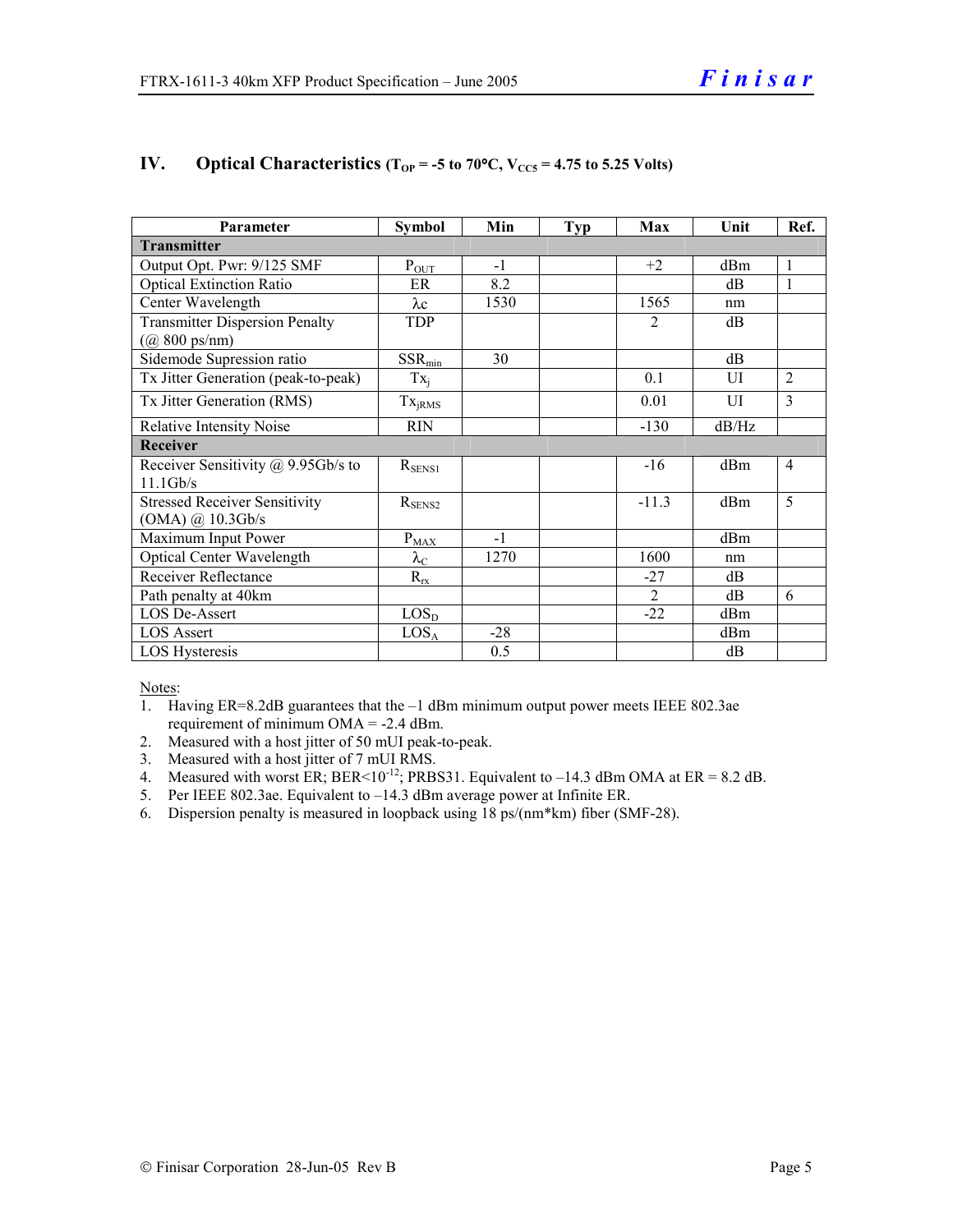## IV. Optical Characteristics ($T_{OP}$ = -5 to 70°C, $V_{CC5}$ = 4.75 to 5.25 Volts)

| Parameter | Symbol | Min | Typ | Max | Unit | Ref. |
|---|---|---|---|---|---|---|
| **Transmitter** | | | | | | |
| Output Opt. Pwr: 9/125 SMF | $P_{OUT}$ | -1 | | +2 | dBm | 1 |
| Optical Extinction Ratio | ER | 8.2 | | | dB | 1 |
| Center Wavelength | $\lambda c$ | 1530 | | 1565 | nm | |
| Transmitter Dispersion Penalty (@ 800 ps/nm) | TDP | | | 2 | dB | |
| Sidemode Supression ratio | $SSR_{min}$ | 30 | | | dB | |
| Tx Jitter Generation (peak-to-peak) | $Tx_j$ | | | 0.1 | UI | 2 |
| Tx Jitter Generation (RMS) | $Tx_{jRMS}$ | | | 0.01 | UI | 3 |
| Relative Intensity Noise | RIN | | | -130 | dB/Hz | |
| **Receiver** | | | | | | |
| Receiver Sensitivity @ 9.95Gb/s to 11.1Gb/s | $R_{SENS1}$ | | | -16 | dBm | 4 |
| Stressed Receiver Sensitivity (OMA) @ 10.3Gb/s | $R_{SENS2}$ | | | -11.3 | dBm | 5 |
| Maximum Input Power | $P_{MAX}$ | -1 | | | dBm | |
| Optical Center Wavelength | $\lambda_C$ | 1270 | | 1600 | nm | |
| Receiver Reflectance | $R_{rx}$ | | | -27 | dB | |
| Path penalty at 40km | | | | 2 | dB | 6 |
| LOS De-Assert | $LOS_D$ | | | -22 | dBm | |
| LOS Assert | $LOS_A$ | -28 | | | dBm | |
| LOS Hysteresis | | 0.5 | | | dB | |

Notes:

1. Having ER=8.2dB guarantees that the –1 dBm minimum output power meets IEEE 802.3ae requirement of minimum OMA = -2.4 dBm.
2. Measured with a host jitter of 50 mUI peak-to-peak.
3. Measured with a host jitter of 7 mUI RMS.
4. Measured with worst ER; BER<$10^{-12}$; PRBS31. Equivalent to –14.3 dBm OMA at ER = 8.2 dB.
5. Per IEEE 802.3ae. Equivalent to –14.3 dBm average power at Infinite ER.
6. Dispersion penalty is measured in loopback using 18 ps/(nm*km) fiber (SMF-28).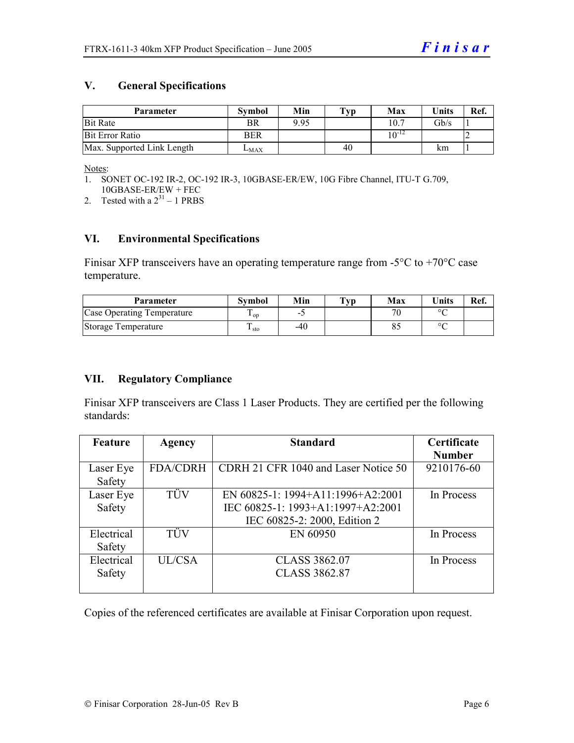## V. General Specifications

| Parameter | Symbol | Min | Typ | Max | Units | Ref. |
|---|---|---|---|---|---|---|
| Bit Rate | BR | 9.95 | | 10.7 | Gb/s | 1 |
| Bit Error Ratio | BER | | | $10^{-12}$ | | 2 |
| Max. Supported Link Length | $L_{MAX}$ | | 40 | | km | 1 |

Notes:

1. SONET OC-192 IR-2, OC-192 IR-3, 10GBASE-ER/EW, 10G Fibre Channel, ITU-T G.709, 10GBASE-ER/EW + FEC
2. Tested with a $2^{31} - 1$ PRBS

## VI. Environmental Specifications

Finisar XFP transceivers have an operating temperature range from -5°C to +70°C case temperature.

| Parameter | Symbol | Min | Typ | Max | Units | Ref. |
|---|---|---|---|---|---|---|
| Case Operating Temperature | $T_{op}$ | -5 | | 70 | °C | |
| Storage Temperature | $T_{sto}$ | -40 | | 85 | °C | |

## VII. Regulatory Compliance

Finisar XFP transceivers are Class 1 Laser Products. They are certified per the following standards:

| Feature | Agency | Standard | Certificate Number |
|---|---|---|---|
| Laser Eye Safety | FDA/CDRH | CDRH 21 CFR 1040 and Laser Notice 50 | 9210176-60 |
| Laser Eye Safety | TÜV | EN 60825-1: 1994+A11:1996+A2:2001<br>IEC 60825-1: 1993+A1:1997+A2:2001<br>IEC 60825-2: 2000, Edition 2 | In Process |
| Electrical Safety | TÜV | EN 60950 | In Process |
| Electrical Safety | UL/CSA | CLASS 3862.07<br>CLASS 3862.87 | In Process |

Copies of the referenced certificates are available at Finisar Corporation upon request.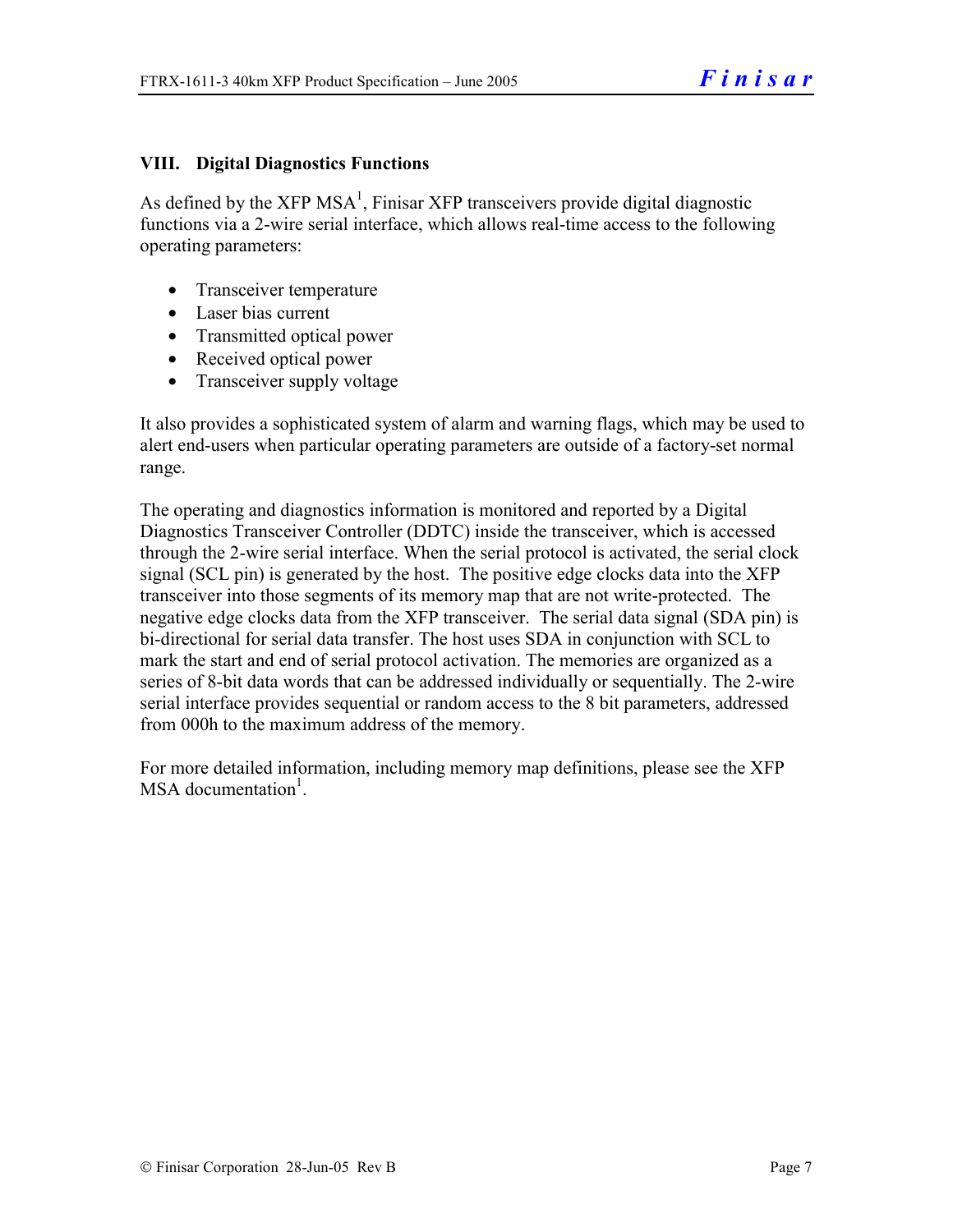## VIII. Digital Diagnostics Functions

As defined by the XFP MSA[1], Finisar XFP transceivers provide digital diagnostic functions via a 2-wire serial interface, which allows real-time access to the following operating parameters:

- Transceiver temperature
- Laser bias current
- Transmitted optical power
- Received optical power
- Transceiver supply voltage

It also provides a sophisticated system of alarm and warning flags, which may be used to alert end-users when particular operating parameters are outside of a factory-set normal range.

The operating and diagnostics information is monitored and reported by a Digital Diagnostics Transceiver Controller (DDTC) inside the transceiver, which is accessed through the 2-wire serial interface. When the serial protocol is activated, the serial clock signal (SCL pin) is generated by the host. The positive edge clocks data into the XFP transceiver into those segments of its memory map that are not write-protected. The negative edge clocks data from the XFP transceiver. The serial data signal (SDA pin) is bi-directional for serial data transfer. The host uses SDA in conjunction with SCL to mark the start and end of serial protocol activation. The memories are organized as a series of 8-bit data words that can be addressed individually or sequentially. The 2-wire serial interface provides sequential or random access to the 8 bit parameters, addressed from 000h to the maximum address of the memory.

For more detailed information, including memory map definitions, please see the XFP MSA documentation[1].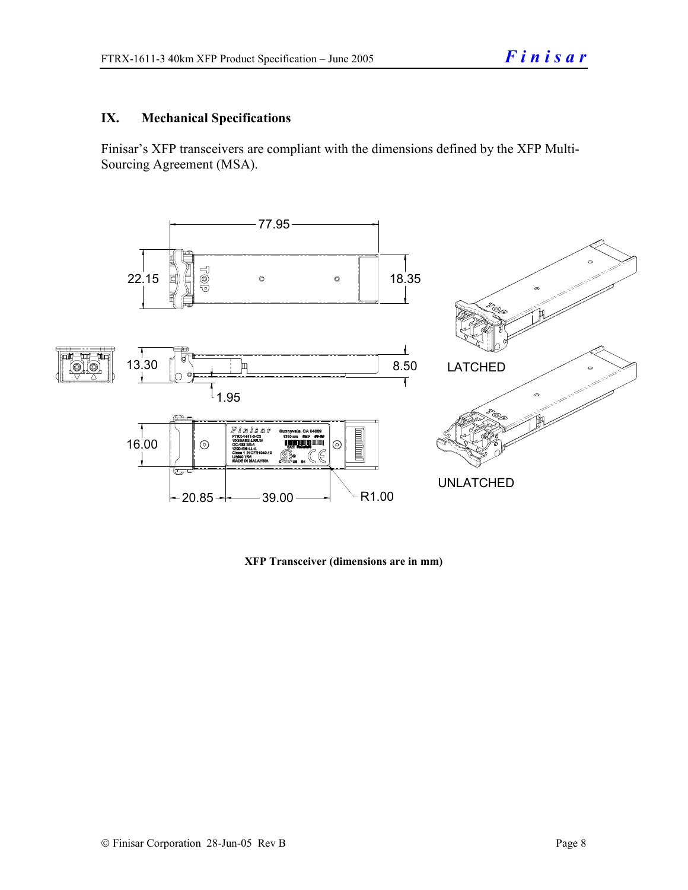## IX. Mechanical Specifications

Finisar's XFP transceivers are compliant with the dimensions defined by the XFP Multi-Sourcing Agreement (MSA).

77.95

22.15

18.35

13.30

8.50

1.95

16.00

20.85

39.00

R1.00

LATCHED

UNLATCHED

**XFP Transceiver (dimensions are in mm)**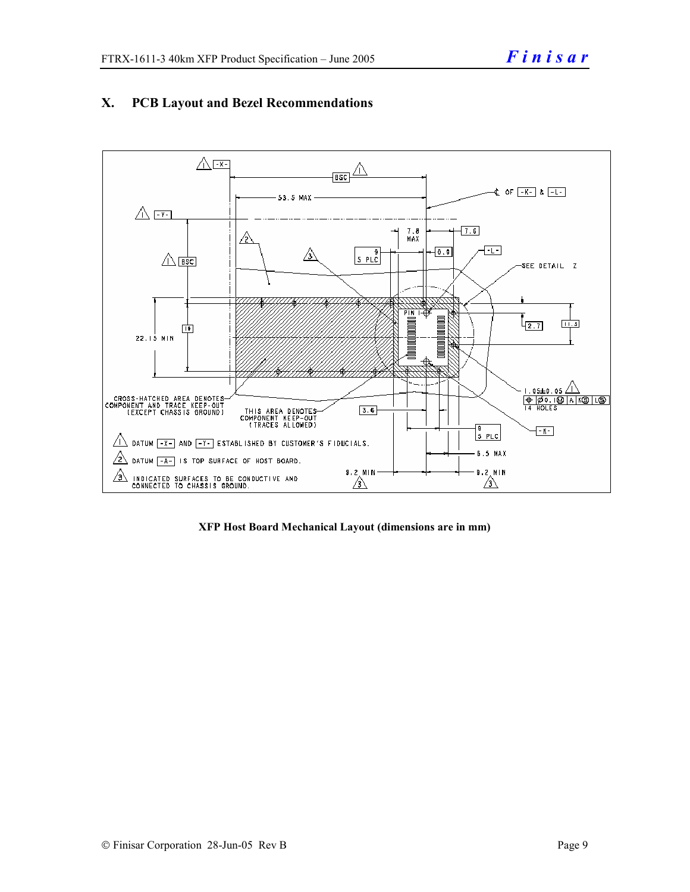## X. PCB Layout and Bezel Recommendations

-X-
BSC
53.5 MAX
℄ OF -K- & -L-
-Y-
BSC
7.8 MAX
7.6
9 5 PLC
8.9
-L-
SEE DETAIL Z
2.7
11.5
22.15 MIN
19
PIN 1
1.05±0.05
⌖ ⌀0.1Ⓜ A KⓈ LⓈ
14 HOLES
-K-
CROSS-HATCHED AREA DENOTES COMPONENT AND TRACE KEEP-OUT (EXCEPT CHASSIS GROUND)
THIS AREA DENOTES COMPONENT KEEP-OUT (TRACES ALLOWED)
3.6
9 5 PLC
6.5 MAX
9.2 MIN
9.2 MIN

1. DATUM -X- AND -Y- ESTABLISHED BY CUSTOMER'S FIDUCIALS.
2. DATUM -A- IS TOP SURFACE OF HOST BOARD.
3. INDICATED SURFACES TO BE CONDUCTIVE AND CONNECTED TO CHASSIS GROUND.

**XFP Host Board Mechanical Layout (dimensions are in mm)**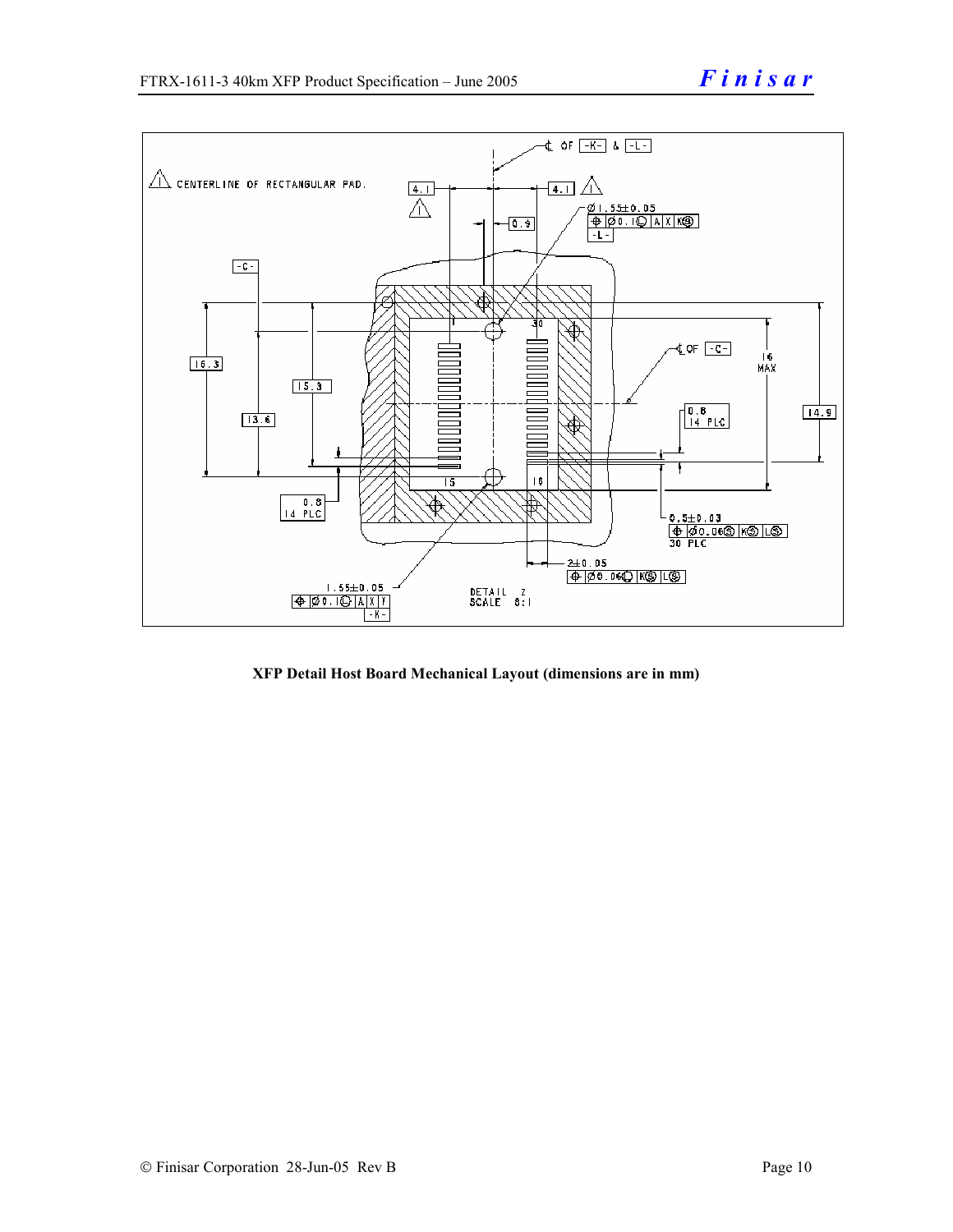CENTERLINE OF RECTANGULAR PAD.

℄ OF -K- & -L-

4.1

4.1

0.9

Ø1.55±0.05

Ø0.1 A X K

-L-

-C-

16.3

15.3

13.6

1

30

℄ OF -C-

16 MAX

14.9

0.8 14 PLC

0.8 14 PLC

15

16

0.5±0.03

Ø0.06 K L

30 PLC

2±0.05

Ø0.06 K L

1.55±0.05

Ø0.1 A X Y

-K-

DETAIL Z

SCALE 8:1

**XFP Detail Host Board Mechanical Layout (dimensions are in mm)**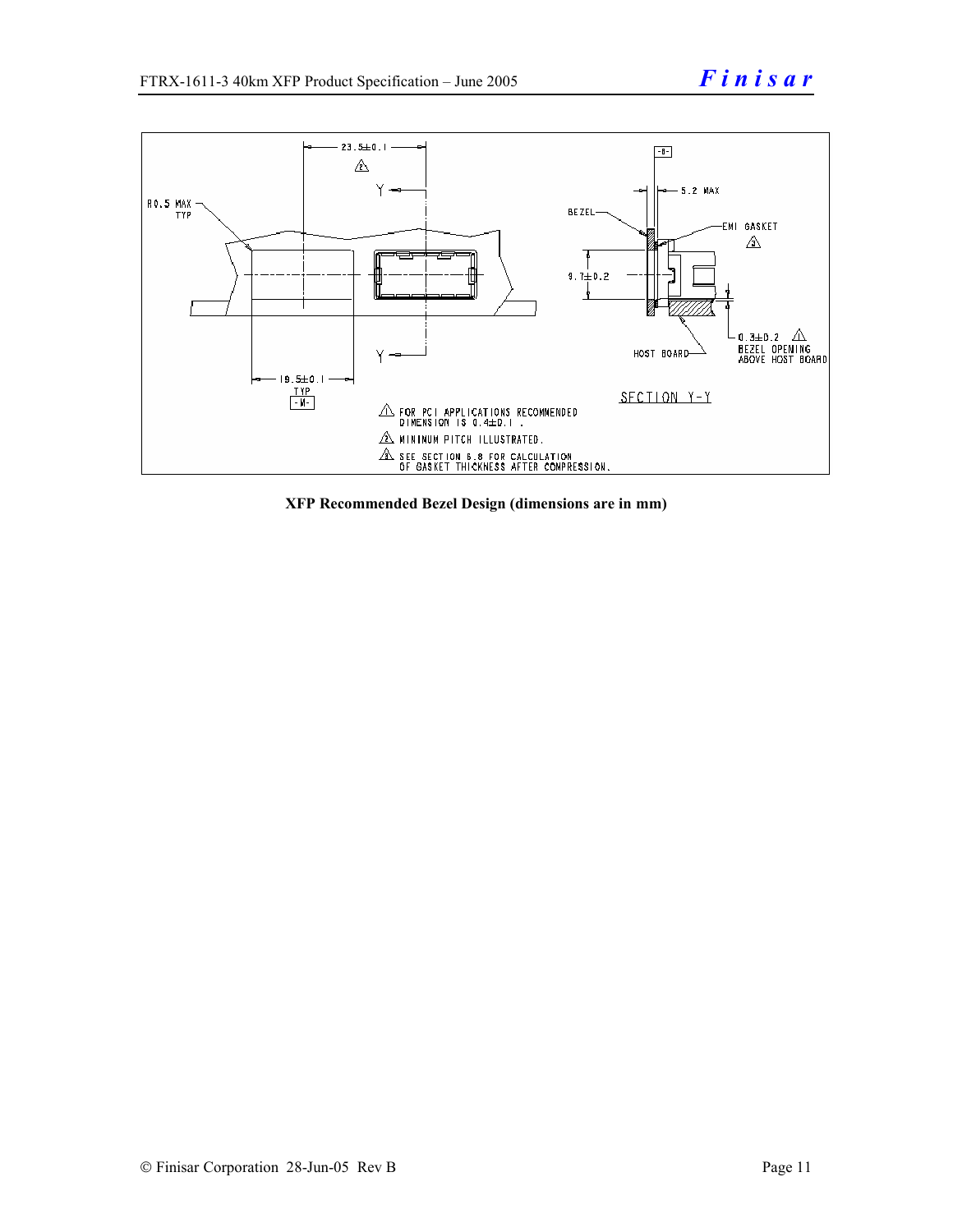23.5±0.1

R0.5 MAX TYP

Y

Y

19.5±0.1 TYP

-M-

-B-

5.2 MAX

BEZEL

EMI GASKET

9.7±0.2

HOST BOARD

0.3±0.2

BEZEL OPENING ABOVE HOST BOARD

SECTION Y-Y

1. FOR PCI APPLICATIONS RECOMMENDED DIMENSION IS 0.4±0.1 .
2. MINIMUM PITCH ILLUSTRATED.
3. SEE SECTION 6.8 FOR CALCULATION OF GASKET THICKNESS AFTER COMPRESSION.

**XFP Recommended Bezel Design (dimensions are in mm)**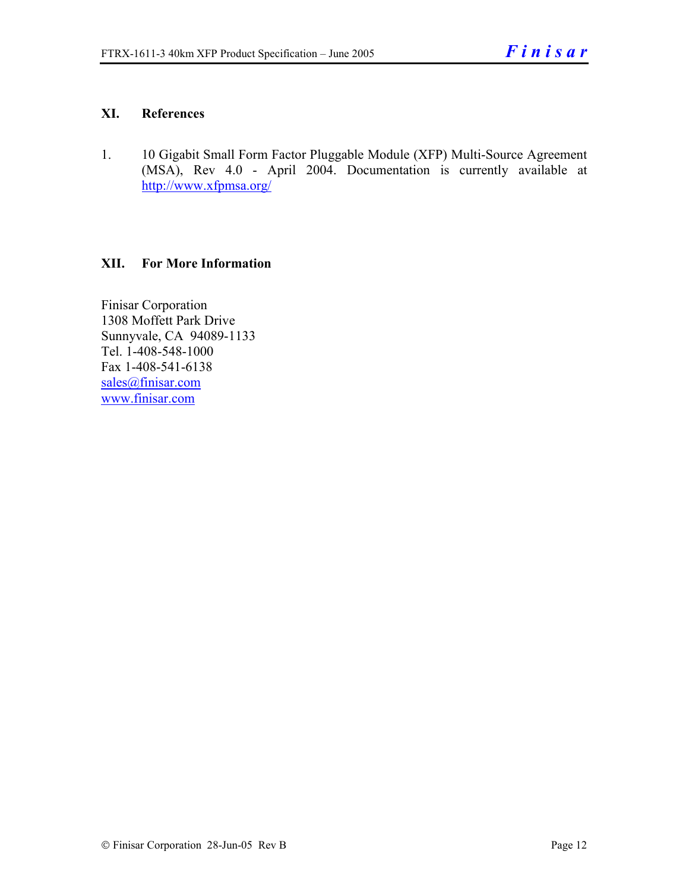## XI. References

1. 10 Gigabit Small Form Factor Pluggable Module (XFP) Multi-Source Agreement (MSA), Rev 4.0 - April 2004. Documentation is currently available at http://www.xfpmsa.org/

## XII. For More Information

Finisar Corporation
1308 Moffett Park Drive
Sunnyvale, CA 94089-1133
Tel. 1-408-548-1000
Fax 1-408-541-6138
sales@finisar.com
www.finisar.com